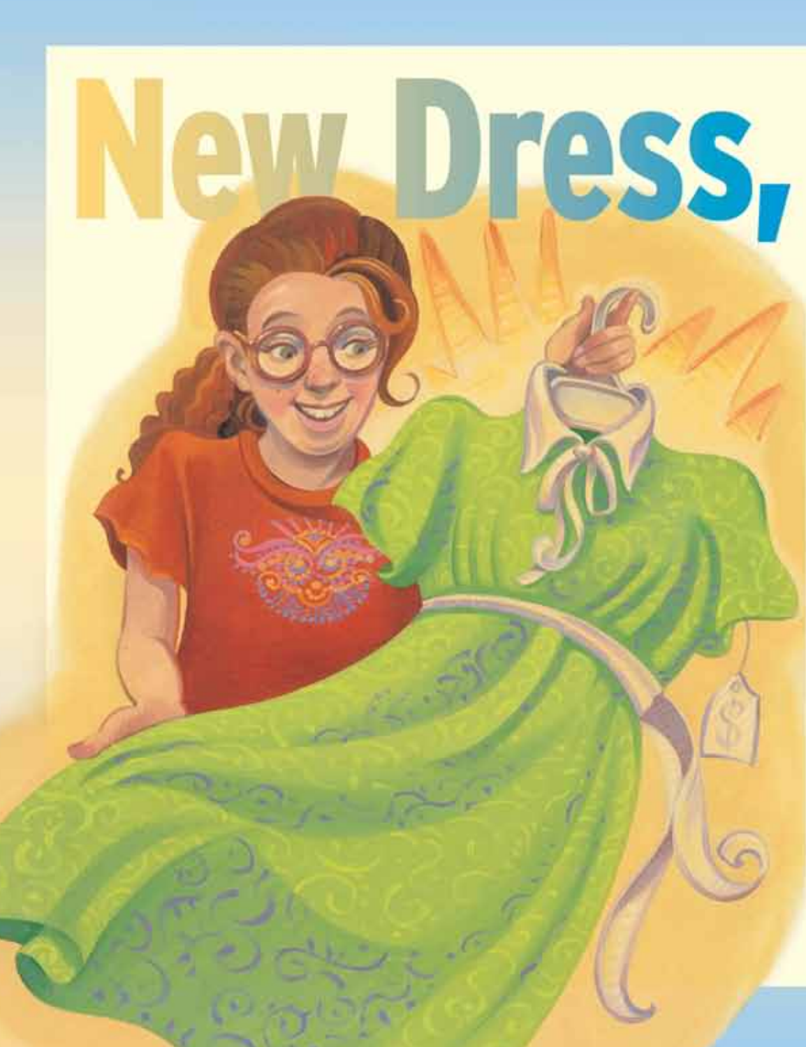# New Dress,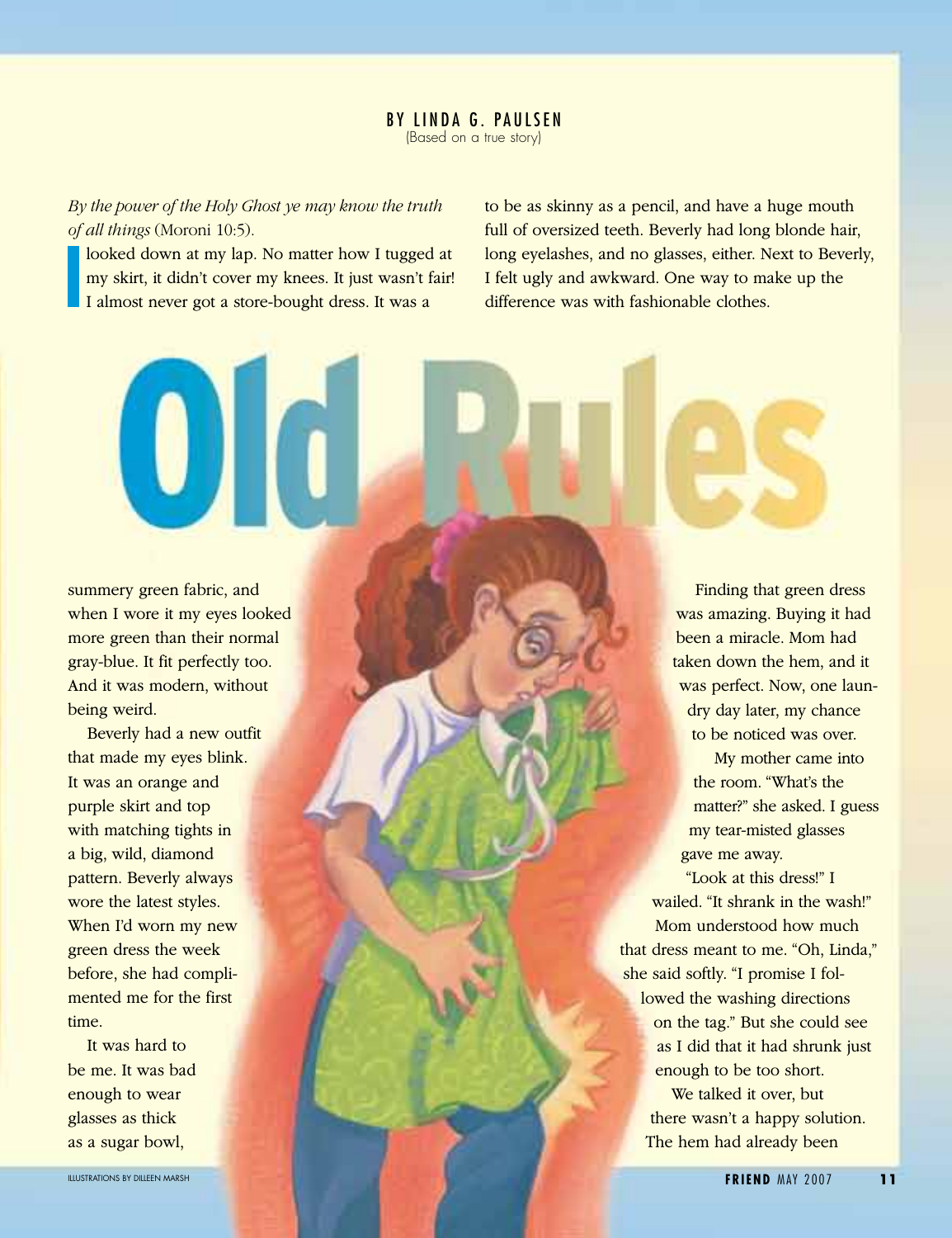# Old Rules

BY LINDA G. PAULSEN
(Based on a true story)

*By the power of the Holy Ghost ye may know the truth of all things* (Moroni 10:5).

I looked down at my lap. No matter how I tugged at my skirt, it didn't cover my knees. It just wasn't fair! I almost never got a store-bought dress. It was a summery green fabric, and when I wore it my eyes looked more green than their normal gray-blue. It fit perfectly too. And it was modern, without being weird.

Beverly had a new outfit that made my eyes blink. It was an orange and purple skirt and top with matching tights in a big, wild, diamond pattern. Beverly always wore the latest styles. When I'd worn my new green dress the week before, she had complimented me for the first time.

It was hard to be me. It was bad enough to wear glasses as thick as a sugar bowl, to be as skinny as a pencil, and have a huge mouth full of oversized teeth. Beverly had long blonde hair, long eyelashes, and no glasses, either. Next to Beverly, I felt ugly and awkward. One way to make up the difference was with fashionable clothes.

Finding that green dress was amazing. Buying it had been a miracle. Mom had taken down the hem, and it was perfect. Now, one laundry day later, my chance to be noticed was over.

My mother came into the room. "What's the matter?" she asked. I guess my tear-misted glasses gave me away.

"Look at this dress!" I wailed. "It shrank in the wash!"

Mom understood how much that dress meant to me. "Oh, Linda," she said softly. "I promise I followed the washing directions on the tag." But she could see as I did that it had shrunk just enough to be too short.

We talked it over, but there wasn't a happy solution. The hem had already been

ILLUSTRATIONS BY DILLEEN MARSH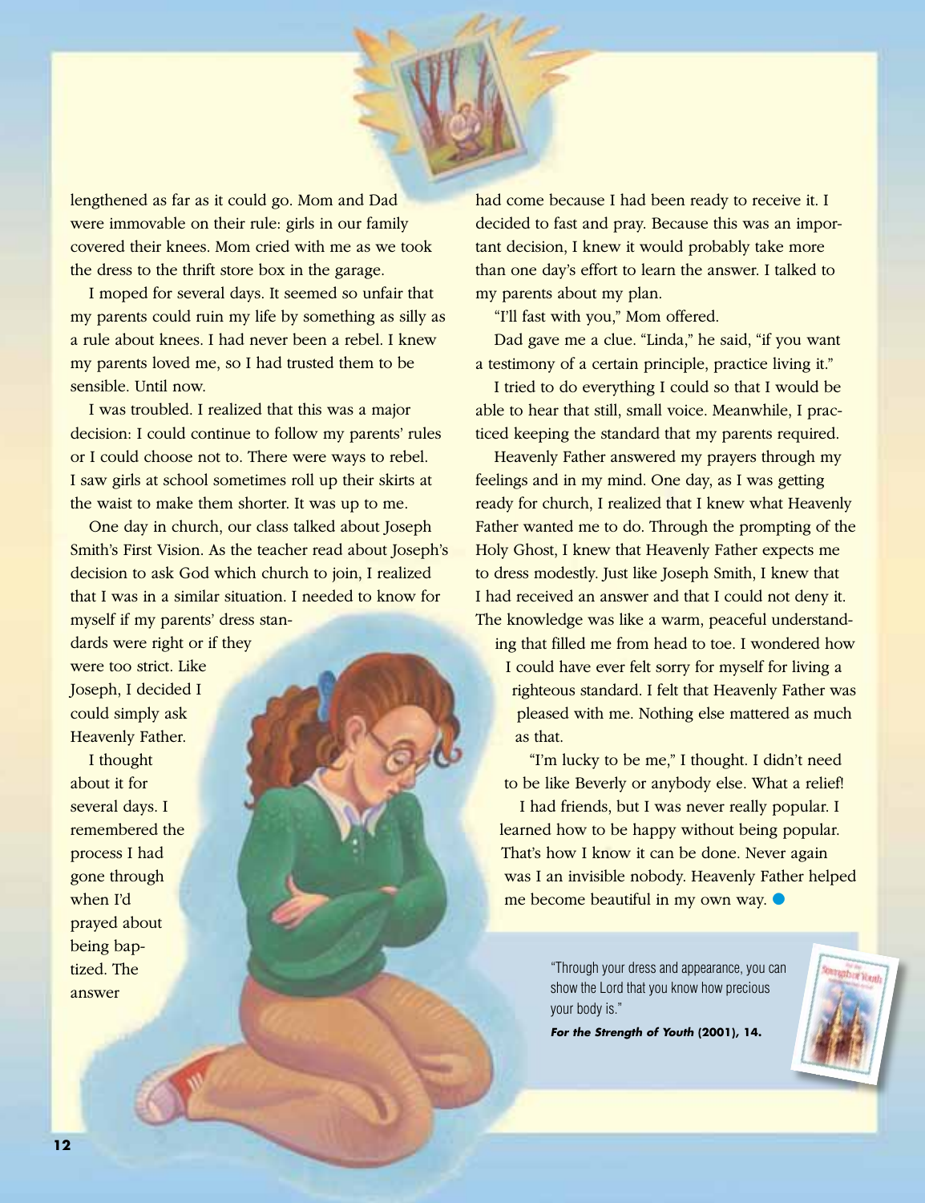lengthened as far as it could go. Mom and Dad were immovable on their rule: girls in our family covered their knees. Mom cried with me as we took the dress to the thrift store box in the garage.

I moped for several days. It seemed so unfair that my parents could ruin my life by something as silly as a rule about knees. I had never been a rebel. I knew my parents loved me, so I had trusted them to be sensible. Until now.

I was troubled. I realized that this was a major decision: I could continue to follow my parents' rules or I could choose not to. There were ways to rebel. I saw girls at school sometimes roll up their skirts at the waist to make them shorter. It was up to me.

One day in church, our class talked about Joseph Smith's First Vision. As the teacher read about Joseph's decision to ask God which church to join, I realized that I was in a similar situation. I needed to know for myself if my parents' dress standards were right or if they were too strict. Like Joseph, I decided I could simply ask Heavenly Father.

I thought about it for several days. I remembered the process I had gone through when I'd prayed about being baptized. The answer had come because I had been ready to receive it. I decided to fast and pray. Because this was an important decision, I knew it would probably take more than one day's effort to learn the answer. I talked to my parents about my plan.

"I'll fast with you," Mom offered.

Dad gave me a clue. "Linda," he said, "if you want a testimony of a certain principle, practice living it."

I tried to do everything I could so that I would be able to hear that still, small voice. Meanwhile, I practiced keeping the standard that my parents required.

Heavenly Father answered my prayers through my feelings and in my mind. One day, as I was getting ready for church, I realized that I knew what Heavenly Father wanted me to do. Through the prompting of the Holy Ghost, I knew that Heavenly Father expects me to dress modestly. Just like Joseph Smith, I knew that I had received an answer and that I could not deny it. The knowledge was like a warm, peaceful understanding that filled me from head to toe. I wondered how I could have ever felt sorry for myself for living a righteous standard. I felt that Heavenly Father was pleased with me. Nothing else mattered as much as that.

"I'm lucky to be me," I thought. I didn't need to be like Beverly or anybody else. What a relief!

I had friends, but I was never really popular. I learned how to be happy without being popular. That's how I know it can be done. Never again was I an invisible nobody. Heavenly Father helped me become beautiful in my own way. ●

"Through your dress and appearance, you can show the Lord that you know how precious your body is."

***For the Strength of Youth* (2001), 14.**